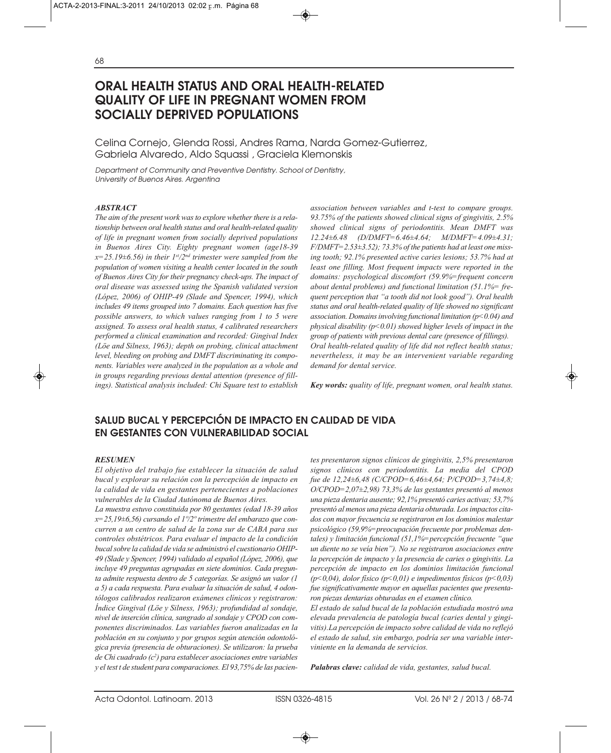# ORAL HEALTH STATUS AND ORAL HEALTH-RELATED QUALITY OF LIFE IN PREGNANT WOMEN FROM SOCIALLY DEPRIVED POPULATIONS

Celina Cornejo, Glenda Rossi, Andres Rama, Narda Gomez-Gutierrez, Gabriela Alvaredo, Aldo Squassi , Graciela Klemonskis

*Department of Community and Preventive Dentistry. School of Dentistry, University of Buenos Aires. Argentina*

### *ABSTRACT*

*The aim of the present work was to explore whether there is a relationship between oral health status and oral health-related quality of life in pregnant women from socially deprived populations in Buenos Aires City. Eighty pregnant women (age18-39 x=25.19±6.56) in their 1st/2nd trimester were sampled from the population of women visiting a health center located in the south of Buenos Aires City for their pregnancy check-ups. The impact of oral disease was assessed using the Spanish validated version (López, 2006) of OHIP-49 (Slade and Spencer, 1994), which includes 49 items grouped into 7 domains. Each question has five possible answers, to which values ranging from 1 to 5 were assigned. To assess oral health status, 4 calibrated researchers performed a clinical examination and recorded: Gingival Index (Löe and Silness, 1963); depth on probing, clinical attachment level, bleeding on probing and DMFT discriminating its components. Variables were analyzed in the population as a whole and in groups regarding previous dental attention (presence of fillings). Statistical analysis included: Chi Square test to establish association between variables and t-test to compare groups. 93.75% of the patients showed clinical signs of gingivitis, 2.5% showed clinical signs of periodontitis. Mean DMFT was 12.24±6.48 (D/DMFT=6.46±4.64; M/DMFT=4.09±4.31; F/DMFT=2.53±3.52); 73.3% of the patients had at least one missing tooth; 92.1% presented active caries lesions; 53.7% had at least one filling. Most frequent impacts were reported in the domains: psychological discomfort (59.9%=frequent concern about dental problems) and functional limitation (51.1%= frequent perception that "a tooth did not look good"). Oral health status and oral health-related quality of life showed no significant association. Domains involving functional limitation (p<0.04) and physical disability (p<0.01) showed higher levels of impact in the group of patients with previous dental care (presence of fillings). Oral health-related quality of life did not reflect health status; nevertheless, it may be an intervenient variable regarding demand for dental service.*

***Key words:*** *quality of life, pregnant women, oral health status.*

# SALUD BUCAL Y PERCEPCIÓN DE IMPACTO EN CALIDAD DE VIDA EN GESTANTES CON VULNERABILIDAD SOCIAL

### *RESUMEN*

*El objetivo del trabajo fue establecer la situación de salud bucal y explorar su relación con la percepción de impacto en la calidad de vida en gestantes pertenecientes a poblaciones vulnerables de la Ciudad Autónoma de Buenos Aires.*

*La muestra estuvo constituida por 80 gestantes (edad 18-39 años x=25,19±6,56) cursando el 1º/2º trimestre del embarazo que concurren a un centro de salud de la zona sur de CABA para sus controles obstétricos. Para evaluar el impacto de la condición bucal sobre la calidad de vida se administró el cuestionario OHIP-49 (Slade y Spencer, 1994) validado al español (López, 2006), que incluye 49 preguntas agrupadas en siete dominios. Cada pregunta admite respuesta dentro de 5 categorías. Se asignó un valor (1 a 5) a cada respuesta. Para evaluar la situación de salud, 4 odontólogos calibrados realizaron exámenes clínicos y registraron: Índice Gingival (Löe y Silness, 1963); profundidad al sondaje, nivel de inserción clínica, sangrado al sondaje y CPOD con componentes discriminados. Las variables fueron analizadas en la población en su conjunto y por grupos según atención odontológica previa (presencia de obturaciones). Se utilizaron: la prueba de Chi cuadrado ($c^2$) para establecer asociaciones entre variables y el test t de student para comparaciones. El 93,75% de las pacientes presentaron signos clínicos de gingivitis, 2,5% presentaron signos clínicos con periodontitis. La media del CPOD fue de 12,24±6,48 (C/CPOD=6,46±4,64; P/CPOD=3,74±4,8; O/CPOD=2,07±2,98) 73,3% de las gestantes presentó al menos una pieza dentaria ausente; 92,1% presentó caries activas; 53,7% presentó al menos una pieza dentaria obturada. Los impactos citados con mayor frecuencia se registraron en los dominios malestar psicológico (59,9%=preocupación frecuente por problemas dentales) y limitación funcional (51,1%=percepción frecuente "que un diente no se veía bien"). No se registraron asociaciones entre la percepción de impacto y la presencia de caries o gingivitis. La percepción de impacto en los dominios limitación funcional (p<0,04), dolor físico (p<0,01) e impedimentos físicos (p<0,03) fue significativamente mayor en aquellas pacientes que presentaron piezas dentarias obturadas en el examen clínico.*

*El estado de salud bucal de la población estudiada mostró una elevada prevalencia de patología bucal (caries dental y gingivitis).La percepción de impacto sobre calidad de vida no reflejó el estado de salud, sin embargo, podría ser una variable interviniente en la demanda de servicios.*

***Palabras clave:*** *calidad de vida, gestantes, salud bucal.*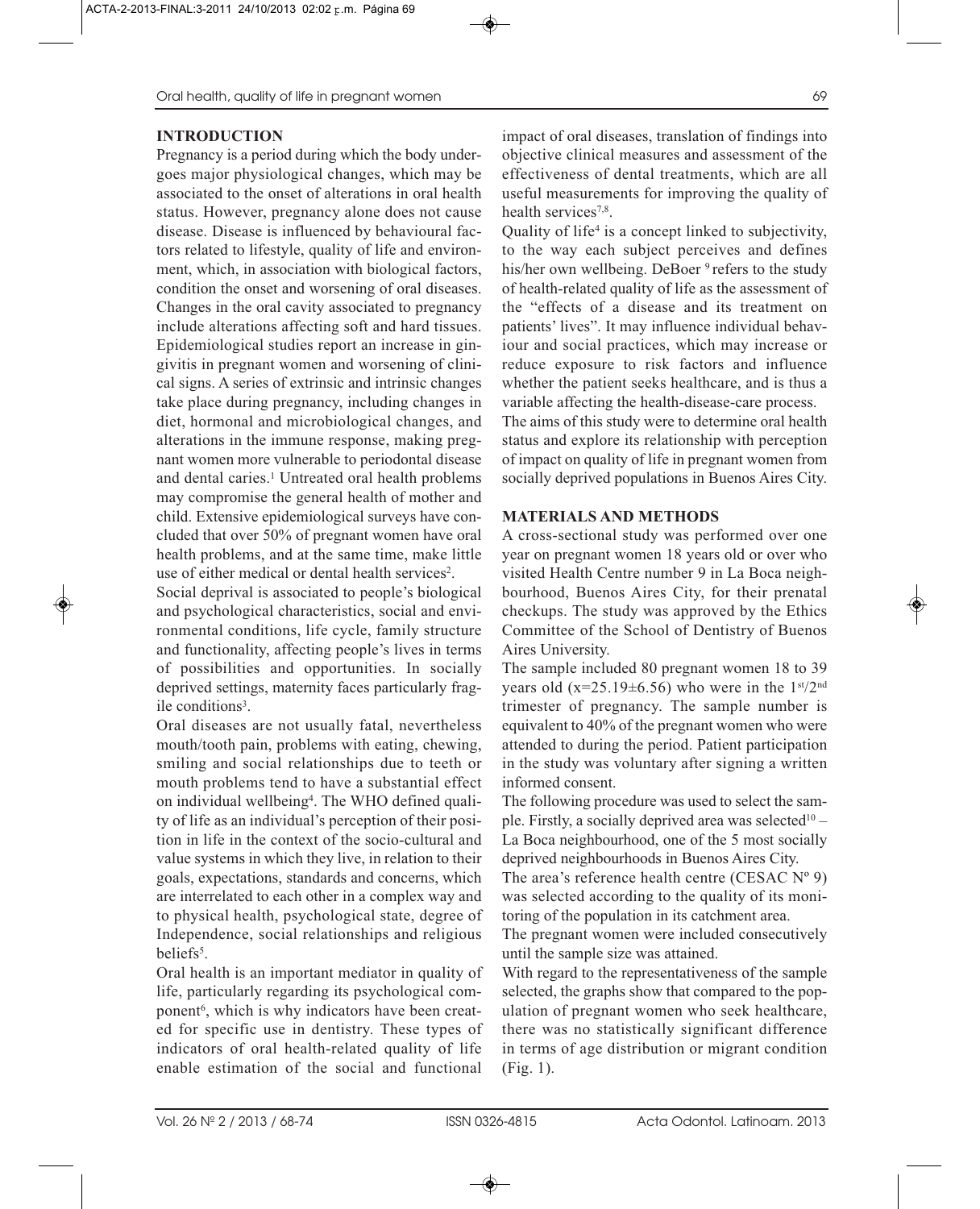## INTRODUCTION

Pregnancy is a period during which the body undergoes major physiological changes, which may be associated to the onset of alterations in oral health status. However, pregnancy alone does not cause disease. Disease is influenced by behavioural factors related to lifestyle, quality of life and environment, which, in association with biological factors, condition the onset and worsening of oral diseases. Changes in the oral cavity associated to pregnancy include alterations affecting soft and hard tissues. Epidemiological studies report an increase in gingivitis in pregnant women and worsening of clinical signs. A series of extrinsic and intrinsic changes take place during pregnancy, including changes in diet, hormonal and microbiological changes, and alterations in the immune response, making pregnant women more vulnerable to periodontal disease and dental caries.[1] Untreated oral health problems may compromise the general health of mother and child. Extensive epidemiological surveys have concluded that over 50% of pregnant women have oral health problems, and at the same time, make little use of either medical or dental health services[2].

Social deprival is associated to people's biological and psychological characteristics, social and environmental conditions, life cycle, family structure and functionality, affecting people's lives in terms of possibilities and opportunities. In socially deprived settings, maternity faces particularly fragile conditions[3].

Oral diseases are not usually fatal, nevertheless mouth/tooth pain, problems with eating, chewing, smiling and social relationships due to teeth or mouth problems tend to have a substantial effect on individual wellbeing[4]. The WHO defined quality of life as an individual's perception of their position in life in the context of the socio-cultural and value systems in which they live, in relation to their goals, expectations, standards and concerns, which are interrelated to each other in a complex way and to physical health, psychological state, degree of Independence, social relationships and religious beliefs[5].

Oral health is an important mediator in quality of life, particularly regarding its psychological component[6], which is why indicators have been created for specific use in dentistry. These types of indicators of oral health-related quality of life enable estimation of the social and functional impact of oral diseases, translation of findings into objective clinical measures and assessment of the effectiveness of dental treatments, which are all useful measurements for improving the quality of health services[7,8].

Quality of life[4] is a concept linked to subjectivity, to the way each subject perceives and defines his/her own wellbeing. DeBoer [9] refers to the study of health-related quality of life as the assessment of the "effects of a disease and its treatment on patients' lives". It may influence individual behaviour and social practices, which may increase or reduce exposure to risk factors and influence whether the patient seeks healthcare, and is thus a variable affecting the health-disease-care process.

The aims of this study were to determine oral health status and explore its relationship with perception of impact on quality of life in pregnant women from socially deprived populations in Buenos Aires City.

## MATERIALS AND METHODS

A cross-sectional study was performed over one year on pregnant women 18 years old or over who visited Health Centre number 9 in La Boca neighbourhood, Buenos Aires City, for their prenatal checkups. The study was approved by the Ethics Committee of the School of Dentistry of Buenos Aires University.

The sample included 80 pregnant women 18 to 39 years old ($x=25.19\pm6.56$) who were in the 1st/2nd trimester of pregnancy. The sample number is equivalent to 40% of the pregnant women who were attended to during the period. Patient participation in the study was voluntary after signing a written informed consent.

The following procedure was used to select the sample. Firstly, a socially deprived area was selected[10] – La Boca neighbourhood, one of the 5 most socially deprived neighbourhoods in Buenos Aires City.

The area's reference health centre (CESAC Nº 9) was selected according to the quality of its monitoring of the population in its catchment area.

The pregnant women were included consecutively until the sample size was attained.

With regard to the representativeness of the sample selected, the graphs show that compared to the population of pregnant women who seek healthcare, there was no statistically significant difference in terms of age distribution or migrant condition (Fig. 1).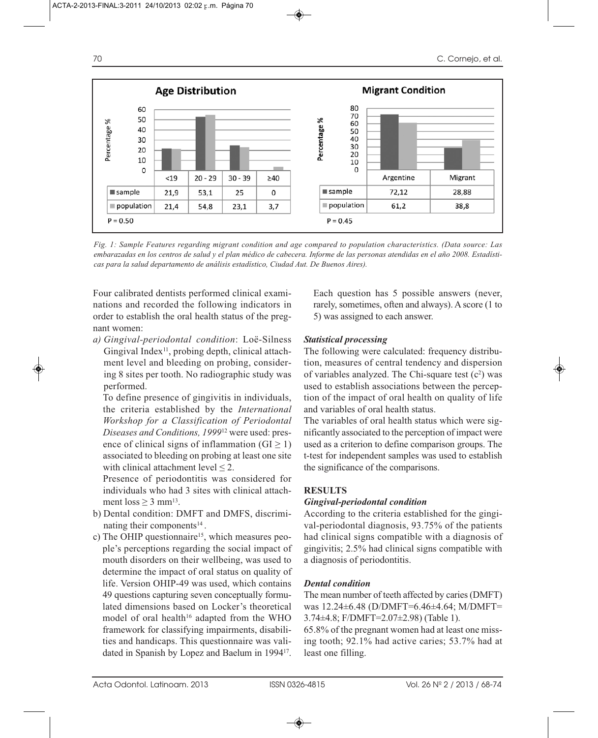| Age Distribution | <19 | 20 - 29 | 30 - 39 | ≥40 |
|---|---|---|---|---|
| sample | 21,9 | 53,1 | 25 | 0 |
| population | 21,4 | 54,8 | 23,1 | 3,7 |

P = 0.50

| Migrant Condition | Argentine | Migrant |
|---|---|---|
| sample | 72,12 | 28,88 |
| population | 61,2 | 38,8 |

P = 0.45

*Fig. 1: Sample Features regarding migrant condition and age compared to population characteristics. (Data source: Las embarazadas en los centros de salud y el plan médico de cabecera. Informe de las personas atendidas en el año 2008. Estadísticas para la salud departamento de análisis estadístico, Ciudad Aut. De Buenos Aires).*

Four calibrated dentists performed clinical examinations and recorded the following indicators in order to establish the oral health status of the pregnant women:

a) *Gingival-periodontal condition*: Loë-Silness Gingival Index[11], probing depth, clinical attachment level and bleeding on probing, considering 8 sites per tooth. No radiographic study was performed.

   To define presence of gingivitis in individuals, the criteria established by the *International Workshop for a Classification of Periodontal Diseases and Conditions, 1999*[12] were used: presence of clinical signs of inflammation ($GI \geq 1$) associated to bleeding on probing at least one site with clinical attachment level $\leq 2$.

   Presence of periodontitis was considered for individuals who had 3 sites with clinical attachment loss $\geq 3$ mm[13].

b) Dental condition: DMFT and DMFS, discriminating their components[14].

c) The OHIP questionnaire[15], which measures people's perceptions regarding the social impact of mouth disorders on their wellbeing, was used to determine the impact of oral status on quality of life. Version OHIP-49 was used, which contains 49 questions capturing seven conceptually formulated dimensions based on Locker's theoretical model of oral health[16] adapted from the WHO framework for classifying impairments, disabilities and handicaps. This questionnaire was validated in Spanish by Lopez and Baelum in 1994[17]. Each question has 5 possible answers (never, rarely, sometimes, often and always). A score (1 to 5) was assigned to each answer.

### *Statistical processing*

The following were calculated: frequency distribution, measures of central tendency and dispersion of variables analyzed. The Chi-square test ($c^2$) was used to establish associations between the perception of the impact of oral health on quality of life and variables of oral health status.

The variables of oral health status which were significantly associated to the perception of impact were used as a criterion to define comparison groups. The t-test for independent samples was used to establish the significance of the comparisons.

## RESULTS

### *Gingival-periodontal condition*

According to the criteria established for the gingival-periodontal diagnosis, 93.75% of the patients had clinical signs compatible with a diagnosis of gingivitis; 2.5% had clinical signs compatible with a diagnosis of periodontitis.

### *Dental condition*

The mean number of teeth affected by caries (DMFT) was 12.24±6.48 (D/DMFT=6.46±4.64; M/DMFT=3.74±4.8; F/DMFT=2.07±2.98) (Table 1).

65.8% of the pregnant women had at least one missing tooth; 92.1% had active caries; 53.7% had at least one filling.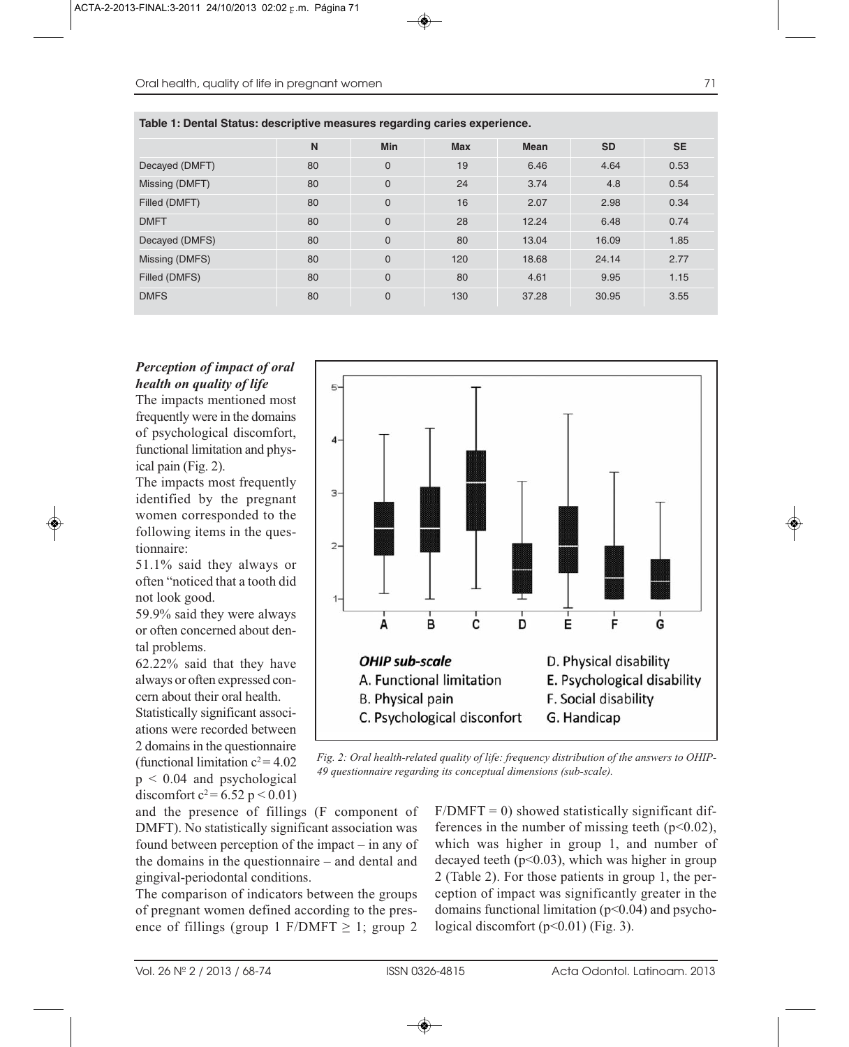**Table 1: Dental Status: descriptive measures regarding caries experience.**

| | N | Min | Max | Mean | SD | SE |
|---|---|---|---|---|---|---|
| Decayed (DMFT) | 80 | 0 | 19 | 6.46 | 4.64 | 0.53 |
| Missing (DMFT) | 80 | 0 | 24 | 3.74 | 4.8 | 0.54 |
| Filled (DMFT) | 80 | 0 | 16 | 2.07 | 2.98 | 0.34 |
| DMFT | 80 | 0 | 28 | 12.24 | 6.48 | 0.74 |
| Decayed (DMFS) | 80 | 0 | 80 | 13.04 | 16.09 | 1.85 |
| Missing (DMFS) | 80 | 0 | 120 | 18.68 | 24.14 | 2.77 |
| Filled (DMFS) | 80 | 0 | 80 | 4.61 | 9.95 | 1.15 |
| DMFS | 80 | 0 | 130 | 37.28 | 30.95 | 3.55 |

### *Perception of impact of oral health on quality of life*

The impacts mentioned most frequently were in the domains of psychological discomfort, functional limitation and physical pain (Fig. 2).

The impacts most frequently identified by the pregnant women corresponded to the following items in the questionnaire:

51.1% said they always or often "noticed that a tooth did not look good.

59.9% said they were always or often concerned about dental problems.

62.22% said that they have always or often expressed concern about their oral health.

Statistically significant associations were recorded between 2 domains in the questionnaire (functional limitation $c^2 = 4.02$ $p < 0.04$ and psychological discomfort $c^2 = 6.52$ $p < 0.01$) and the presence of fillings (F component of DMFT). No statistically significant association was found between perception of the impact – in any of the domains in the questionnaire – and dental and gingival-periodontal conditions.

The comparison of indicators between the groups of pregnant women defined according to the presence of fillings (group 1 F/DMFT $\geq$ 1; group 2 F/DMFT = 0) showed statistically significant differences in the number of missing teeth ($p<0.02$), which was higher in group 1, and number of decayed teeth ($p<0.03$), which was higher in group 2 (Table 2). For those patients in group 1, the perception of impact was significantly greater in the domains functional limitation ($p<0.04$) and psychological discomfort ($p<0.01$) (Fig. 3).

*Fig. 2: Oral health-related quality of life: frequency distribution of the answers to OHIP-49 questionnaire regarding its conceptual dimensions (sub-scale).*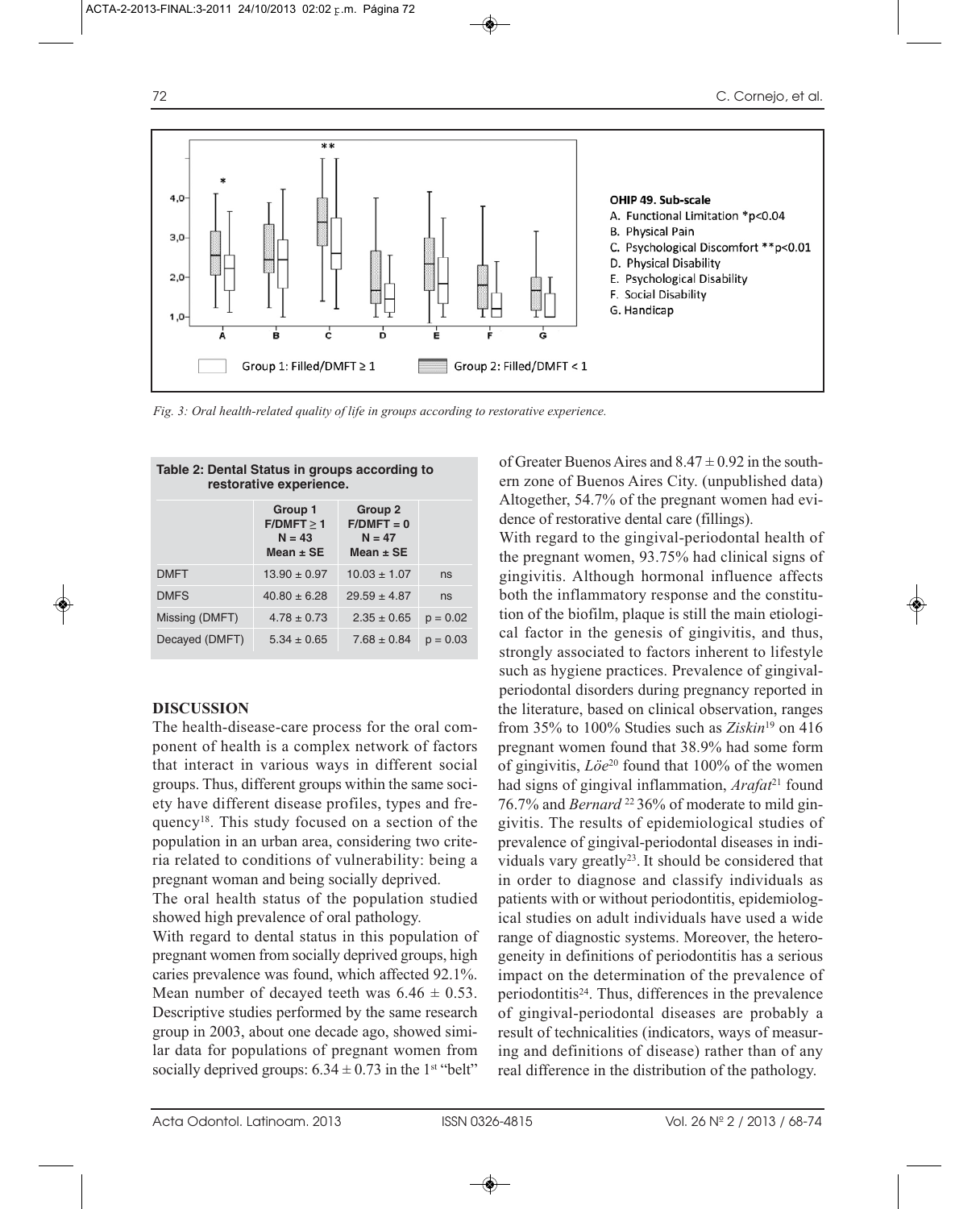Fig. 3: Oral health-related quality of life in groups according to restorative experience.

**Table 2: Dental Status in groups according to restorative experience.**

| | Group 1 F/DMFT ≥ 1 N = 43 Mean ± SE | Group 2 F/DMFT = 0 N = 47 Mean ± SE | |
|---|---|---|---|
| DMFT | 13.90 ± 0.97 | 10.03 ± 1.07 | ns |
| DMFS | 40.80 ± 6.28 | 29.59 ± 4.87 | ns |
| Missing (DMFT) | 4.78 ± 0.73 | 2.35 ± 0.65 | p = 0.02 |
| Decayed (DMFT) | 5.34 ± 0.65 | 7.68 ± 0.84 | p = 0.03 |

## DISCUSSION

The health-disease-care process for the oral component of health is a complex network of factors that interact in various ways in different social groups. Thus, different groups within the same society have different disease profiles, types and frequency[18]. This study focused on a section of the population in an urban area, considering two criteria related to conditions of vulnerability: being a pregnant woman and being socially deprived.

The oral health status of the population studied showed high prevalence of oral pathology.

With regard to dental status in this population of pregnant women from socially deprived groups, high caries prevalence was found, which affected 92.1%. Mean number of decayed teeth was 6.46 ± 0.53. Descriptive studies performed by the same research group in 2003, about one decade ago, showed similar data for populations of pregnant women from socially deprived groups: 6.34 ± 0.73 in the 1st "belt" of Greater Buenos Aires and 8.47 ± 0.92 in the southern zone of Buenos Aires City. (unpublished data) Altogether, 54.7% of the pregnant women had evidence of restorative dental care (fillings).

With regard to the gingival-periodontal health of the pregnant women, 93.75% had clinical signs of gingivitis. Although hormonal influence affects both the inflammatory response and the constitution of the biofilm, plaque is still the main etiological factor in the genesis of gingivitis, and thus, strongly associated to factors inherent to lifestyle such as hygiene practices. Prevalence of gingival-periodontal disorders during pregnancy reported in the literature, based on clinical observation, ranges from 35% to 100% Studies such as *Ziskin*[19] on 416 pregnant women found that 38.9% had some form of gingivitis, *Löe*[20] found that 100% of the women had signs of gingival inflammation, *Arafat*[21] found 76.7% and *Bernard*[22] 36% of moderate to mild gingivitis. The results of epidemiological studies of prevalence of gingival-periodontal diseases in individuals vary greatly[23]. It should be considered that in order to diagnose and classify individuals as patients with or without periodontitis, epidemiological studies on adult individuals have used a wide range of diagnostic systems. Moreover, the heterogeneity in definitions of periodontitis has a serious impact on the determination of the prevalence of periodontitis[24]. Thus, differences in the prevalence of gingival-periodontal diseases are probably a result of technicalities (indicators, ways of measuring and definitions of disease) rather than of any real difference in the distribution of the pathology.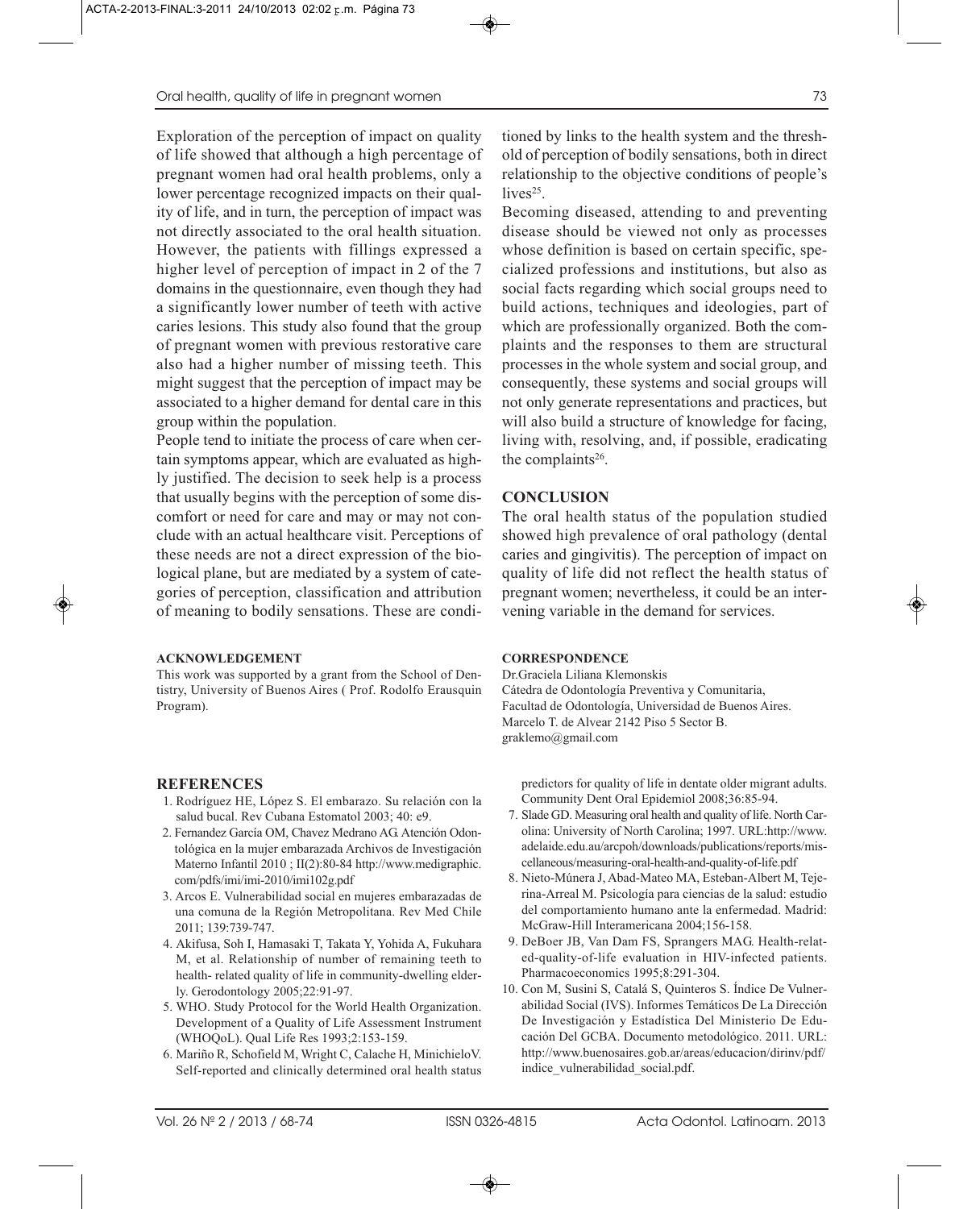Exploration of the perception of impact on quality of life showed that although a high percentage of pregnant women had oral health problems, only a lower percentage recognized impacts on their quality of life, and in turn, the perception of impact was not directly associated to the oral health situation. However, the patients with fillings expressed a higher level of perception of impact in 2 of the 7 domains in the questionnaire, even though they had a significantly lower number of teeth with active caries lesions. This study also found that the group of pregnant women with previous restorative care also had a higher number of missing teeth. This might suggest that the perception of impact may be associated to a higher demand for dental care in this group within the population.

People tend to initiate the process of care when certain symptoms appear, which are evaluated as highly justified. The decision to seek help is a process that usually begins with the perception of some discomfort or need for care and may or may not conclude with an actual healthcare visit. Perceptions of these needs are not a direct expression of the biological plane, but are mediated by a system of categories of perception, classification and attribution of meaning to bodily sensations. These are conditioned by links to the health system and the threshold of perception of bodily sensations, both in direct relationship to the objective conditions of people's lives[25].

Becoming diseased, attending to and preventing disease should be viewed not only as processes whose definition is based on certain specific, specialized professions and institutions, but also as social facts regarding which social groups need to build actions, techniques and ideologies, part of which are professionally organized. Both the complaints and the responses to them are structural processes in the whole system and social group, and consequently, these systems and social groups will not only generate representations and practices, but will also build a structure of knowledge for facing, living with, resolving, and, if possible, eradicating the complaints[26].

## CONCLUSION

The oral health status of the population studied showed high prevalence of oral pathology (dental caries and gingivitis). The perception of impact on quality of life did not reflect the health status of pregnant women; nevertheless, it could be an intervening variable in the demand for services.

#### ACKNOWLEDGEMENT

This work was supported by a grant from the School of Dentistry, University of Buenos Aires ( Prof. Rodolfo Erausquin Program).

#### CORRESPONDENCE

Dr.Graciela Liliana Klemonskis
Cátedra de Odontología Preventiva y Comunitaria,
Facultad de Odontología, Universidad de Buenos Aires.
Marcelo T. de Alvear 2142 Piso 5 Sector B.
graklemo@gmail.com

## REFERENCES

1. Rodríguez HE, López S. El embarazo. Su relación con la salud bucal. Rev Cubana Estomatol 2003; 40: e9.
2. Fernandez García OM, Chavez Medrano AG. Atención Odontológica en la mujer embarazada Archivos de Investigación Materno Infantil 2010 ; II(2):80-84 http://www.medigraphic.com/pdfs/imi/imi-2010/imi102g.pdf
3. Arcos E. Vulnerabilidad social en mujeres embarazadas de una comuna de la Región Metropolitana. Rev Med Chile 2011; 139:739-747.
4. Akifusa, Soh I, Hamasaki T, Takata Y, Yohida A, Fukuhara M, et al. Relationship of number of remaining teeth to health- related quality of life in community-dwelling elderly. Gerodontology 2005;22:91-97.
5. WHO. Study Protocol for the World Health Organization. Development of a Quality of Life Assessment Instrument (WHOQoL). Qual Life Res 1993;2:153-159.
6. Mariño R, Schofield M, Wright C, Calache H, MinichieloV. Self-reported and clinically determined oral health status predictors for quality of life in dentate older migrant adults. Community Dent Oral Epidemiol 2008;36:85-94.
7. Slade GD. Measuring oral health and quality of life. North Carolina: University of North Carolina; 1997. URL:http://www.adelaide.edu.au/arcpoh/downloads/publications/reports/miscellaneous/measuring-oral-health-and-quality-of-life.pdf
8. Nieto-Múnera J, Abad-Mateo MA, Esteban-Albert M, Tejerina-Arreal M. Psicología para ciencias de la salud: estudio del comportamiento humano ante la enfermedad. Madrid: McGraw-Hill Interamericana 2004;156-158.
9. DeBoer JB, Van Dam FS, Sprangers MAG. Health-related-quality-of-life evaluation in HIV-infected patients. Pharmacoeconomics 1995;8:291-304.
10. Con M, Susini S, Catalá S, Quinteros S. Índice De Vulnerabilidad Social (IVS). Informes Temáticos De La Dirección De Investigación y Estadística Del Ministerio De Educación Del GCBA. Documento metodológico. 2011. URL: http://www.buenosaires.gob.ar/areas/educacion/dirinv/pdf/indice_vulnerabilidad_social.pdf.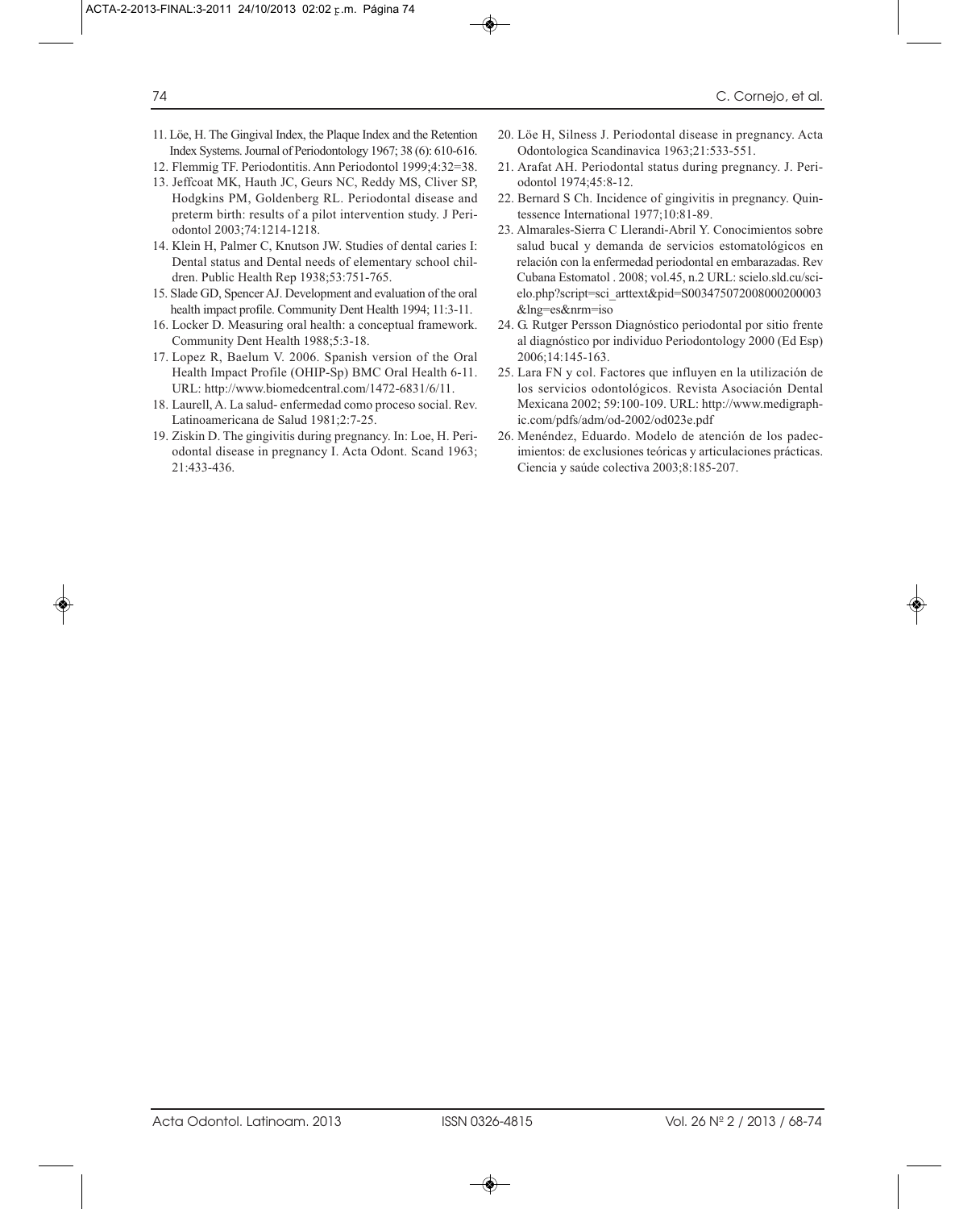11. Löe, H. The Gingival Index, the Plaque Index and the Retention Index Systems. Journal of Periodontology 1967; 38 (6): 610-616.
12. Flemmig TF. Periodontitis. Ann Periodontol 1999;4:32=38.
13. Jeffcoat MK, Hauth JC, Geurs NC, Reddy MS, Cliver SP, Hodgkins PM, Goldenberg RL. Periodontal disease and preterm birth: results of a pilot intervention study. J Periodontol 2003;74:1214-1218.
14. Klein H, Palmer C, Knutson JW. Studies of dental caries I: Dental status and Dental needs of elementary school children. Public Health Rep 1938;53:751-765.
15. Slade GD, Spencer AJ. Development and evaluation of the oral health impact profile. Community Dent Health 1994; 11:3-11.
16. Locker D. Measuring oral health: a conceptual framework. Community Dent Health 1988;5:3-18.
17. Lopez R, Baelum V. 2006. Spanish version of the Oral Health Impact Profile (OHIP-Sp) BMC Oral Health 6-11. URL: http://www.biomedcentral.com/1472-6831/6/11.
18. Laurell, A. La salud- enfermedad como proceso social. Rev. Latinoamericana de Salud 1981;2:7-25.
19. Ziskin D. The gingivitis during pregnancy. In: Loe, H. Periodontal disease in pregnancy I. Acta Odont. Scand 1963; 21:433-436.
20. Löe H, Silness J. Periodontal disease in pregnancy. Acta Odontologica Scandinavica 1963;21:533-551.
21. Arafat AH. Periodontal status during pregnancy. J. Periodontol 1974;45:8-12.
22. Bernard S Ch. Incidence of gingivitis in pregnancy. Quintessence International 1977;10:81-89.
23. Almarales-Sierra C Llerandi-Abril Y. Conocimientos sobre salud bucal y demanda de servicios estomatológicos en relación con la enfermedad periodontal en embarazadas. Rev Cubana Estomatol . 2008; vol.45, n.2 URL: scielo.sld.cu/scielo.php?script=sci_arttext&pid=S003475072008000200003&lng=es&nrm=iso
24. G. Rutger Persson Diagnóstico periodontal por sitio frente al diagnóstico por individuo Periodontology 2000 (Ed Esp) 2006;14:145-163.
25. Lara FN y col. Factores que influyen en la utilización de los servicios odontológicos. Revista Asociación Dental Mexicana 2002; 59:100-109. URL: http://www.medigraphic.com/pdfs/adm/od-2002/od023e.pdf
26. Menéndez, Eduardo. Modelo de atención de los padecimientos: de exclusiones teóricas y articulaciones prácticas. Ciencia y saúde colectiva 2003;8:185-207.